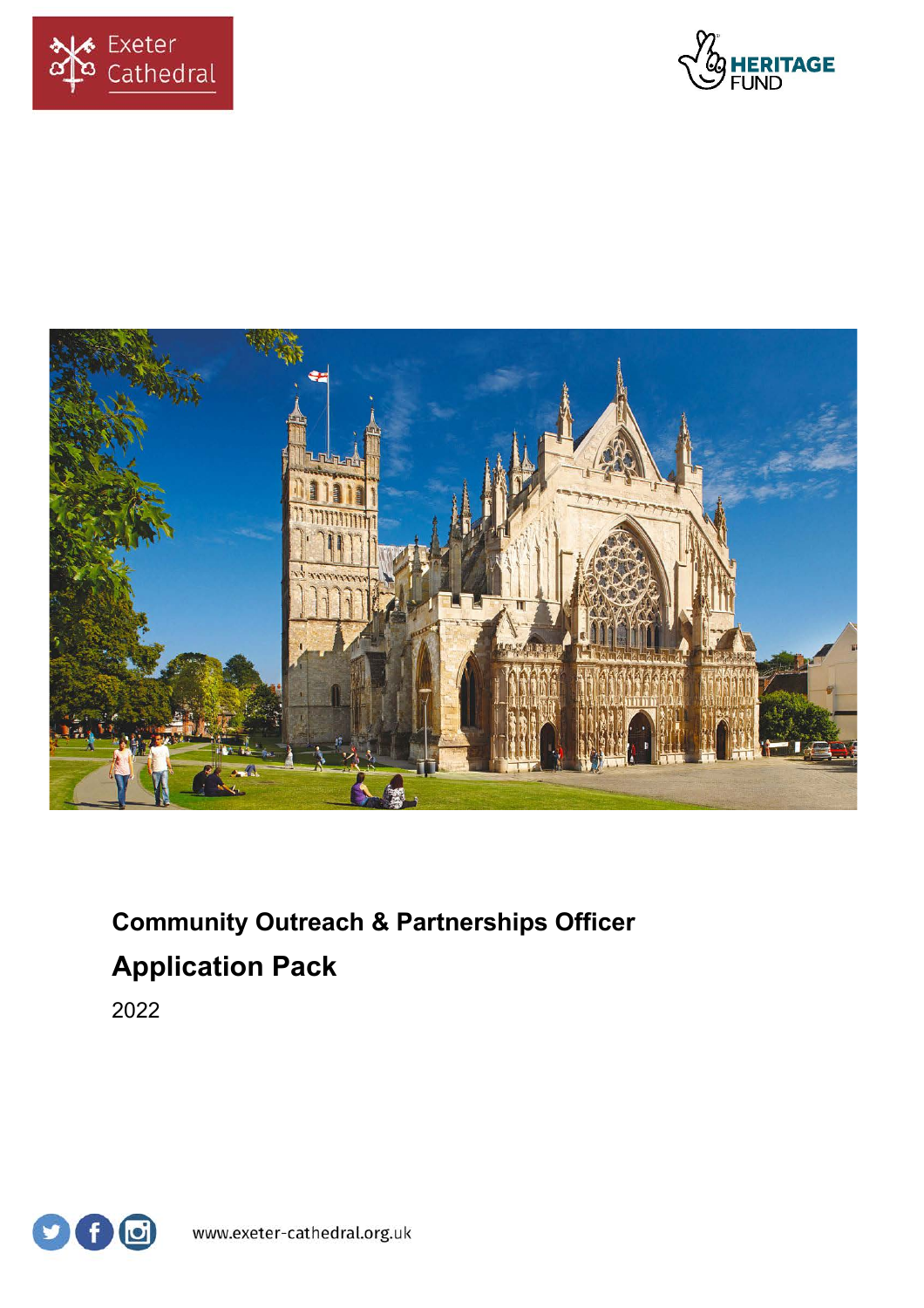Exeter Cathedral

HERITAGE FUND

# Community Outreach & Partnerships Officer

## Application Pack

2022

www.exeter-cathedral.org.uk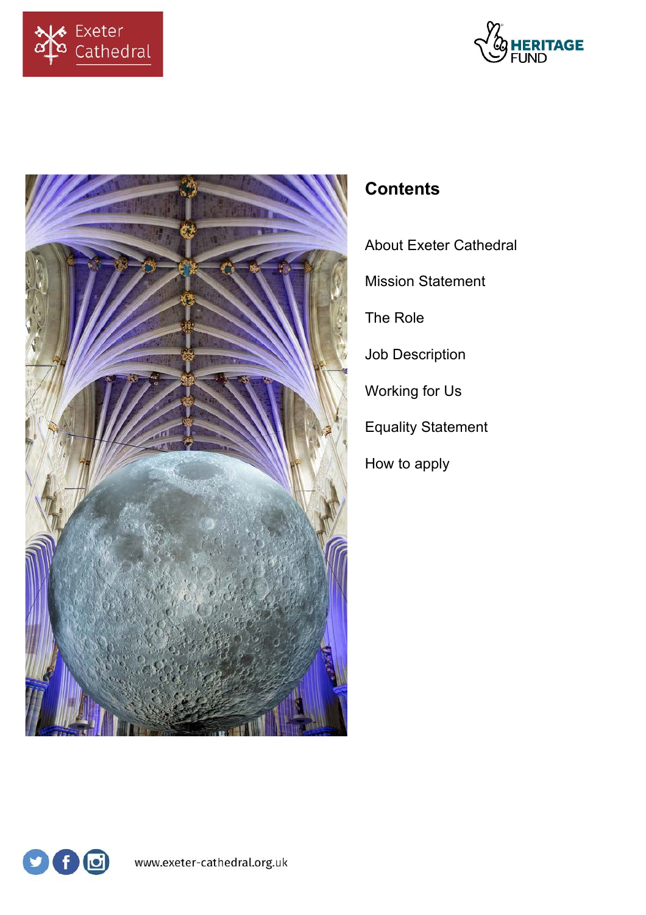## Contents

About Exeter Cathedral

Mission Statement

The Role

Job Description

Working for Us

Equality Statement

How to apply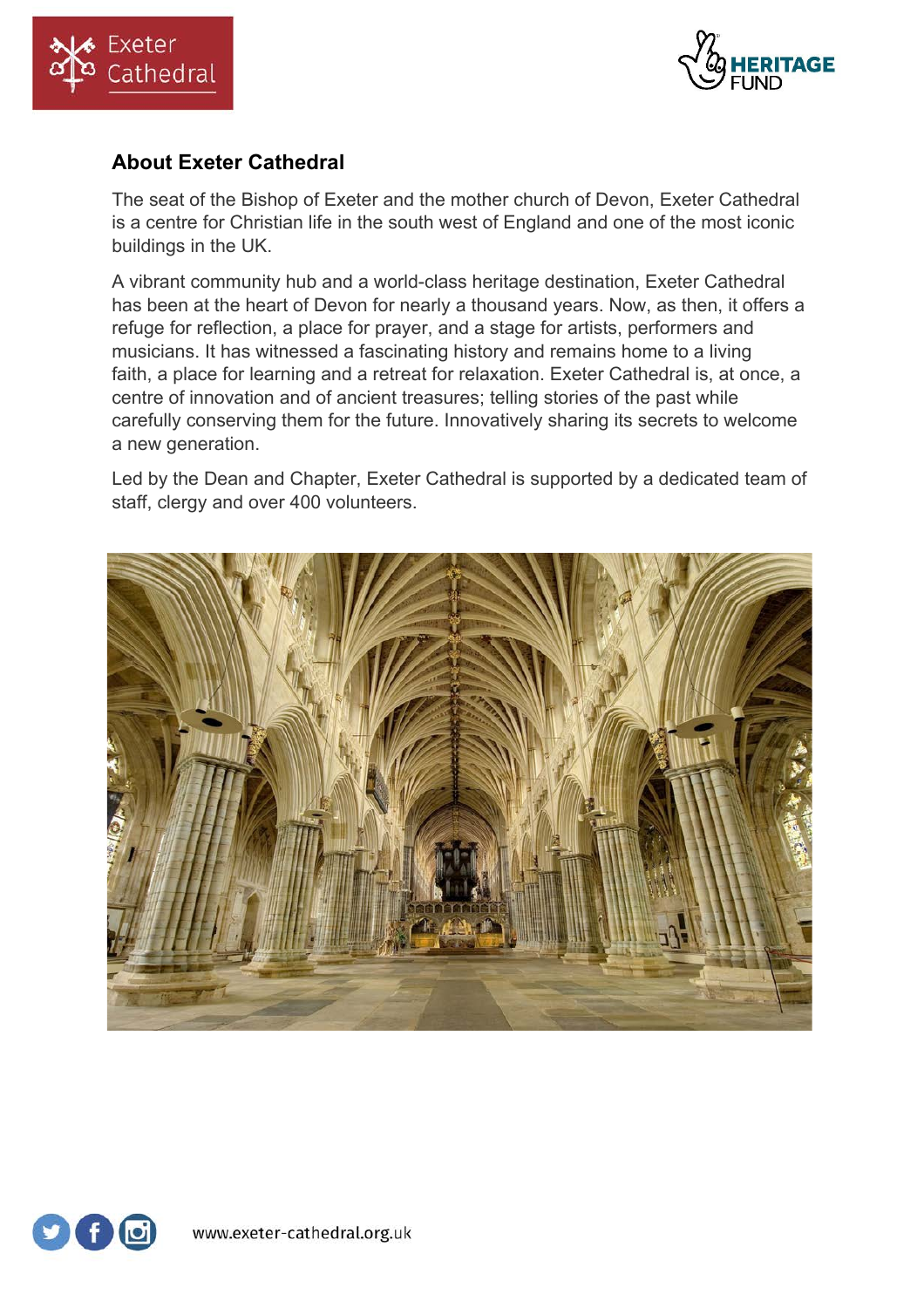## About Exeter Cathedral

The seat of the Bishop of Exeter and the mother church of Devon, Exeter Cathedral is a centre for Christian life in the south west of England and one of the most iconic buildings in the UK.

A vibrant community hub and a world-class heritage destination, Exeter Cathedral has been at the heart of Devon for nearly a thousand years. Now, as then, it offers a refuge for reflection, a place for prayer, and a stage for artists, performers and musicians. It has witnessed a fascinating history and remains home to a living faith, a place for learning and a retreat for relaxation. Exeter Cathedral is, at once, a centre of innovation and of ancient treasures; telling stories of the past while carefully conserving them for the future. Innovatively sharing its secrets to welcome a new generation.

Led by the Dean and Chapter, Exeter Cathedral is supported by a dedicated team of staff, clergy and over 400 volunteers.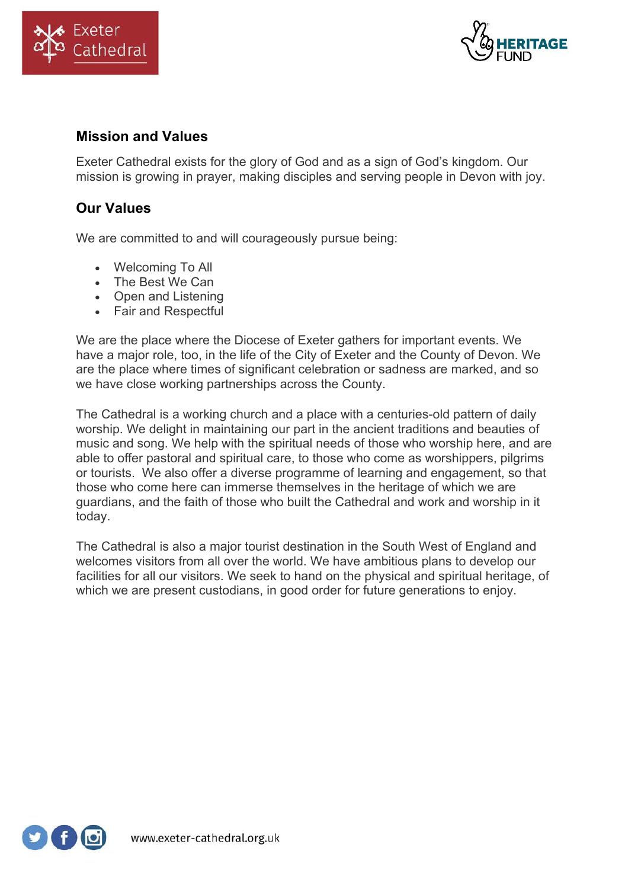## Mission and Values

Exeter Cathedral exists for the glory of God and as a sign of God's kingdom. Our mission is growing in prayer, making disciples and serving people in Devon with joy.

## Our Values

We are committed to and will courageously pursue being:

- Welcoming To All
- The Best We Can
- Open and Listening
- Fair and Respectful

We are the place where the Diocese of Exeter gathers for important events. We have a major role, too, in the life of the City of Exeter and the County of Devon. We are the place where times of significant celebration or sadness are marked, and so we have close working partnerships across the County.

The Cathedral is a working church and a place with a centuries-old pattern of daily worship. We delight in maintaining our part in the ancient traditions and beauties of music and song. We help with the spiritual needs of those who worship here, and are able to offer pastoral and spiritual care, to those who come as worshippers, pilgrims or tourists. We also offer a diverse programme of learning and engagement, so that those who come here can immerse themselves in the heritage of which we are guardians, and the faith of those who built the Cathedral and work and worship in it today.

The Cathedral is also a major tourist destination in the South West of England and welcomes visitors from all over the world. We have ambitious plans to develop our facilities for all our visitors. We seek to hand on the physical and spiritual heritage, of which we are present custodians, in good order for future generations to enjoy.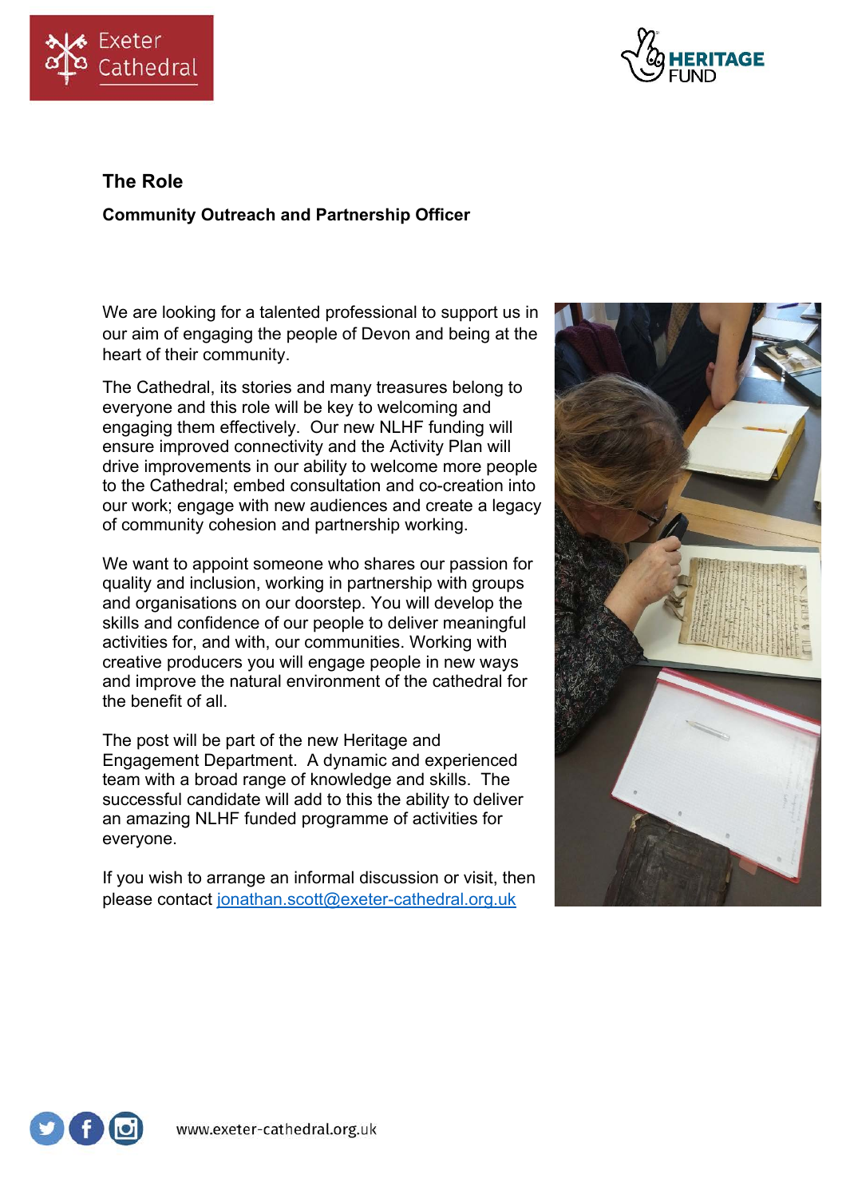## The Role

**Community Outreach and Partnership Officer**

We are looking for a talented professional to support us in our aim of engaging the people of Devon and being at the heart of their community.

The Cathedral, its stories and many treasures belong to everyone and this role will be key to welcoming and engaging them effectively. Our new NLHF funding will ensure improved connectivity and the Activity Plan will drive improvements in our ability to welcome more people to the Cathedral; embed consultation and co-creation into our work; engage with new audiences and create a legacy of community cohesion and partnership working.

We want to appoint someone who shares our passion for quality and inclusion, working in partnership with groups and organisations on our doorstep. You will develop the skills and confidence of our people to deliver meaningful activities for, and with, our communities. Working with creative producers you will engage people in new ways and improve the natural environment of the cathedral for the benefit of all.

The post will be part of the new Heritage and Engagement Department. A dynamic and experienced team with a broad range of knowledge and skills. The successful candidate will add to this the ability to deliver an amazing NLHF funded programme of activities for everyone.

If you wish to arrange an informal discussion or visit, then please contact jonathan.scott@exeter-cathedral.org.uk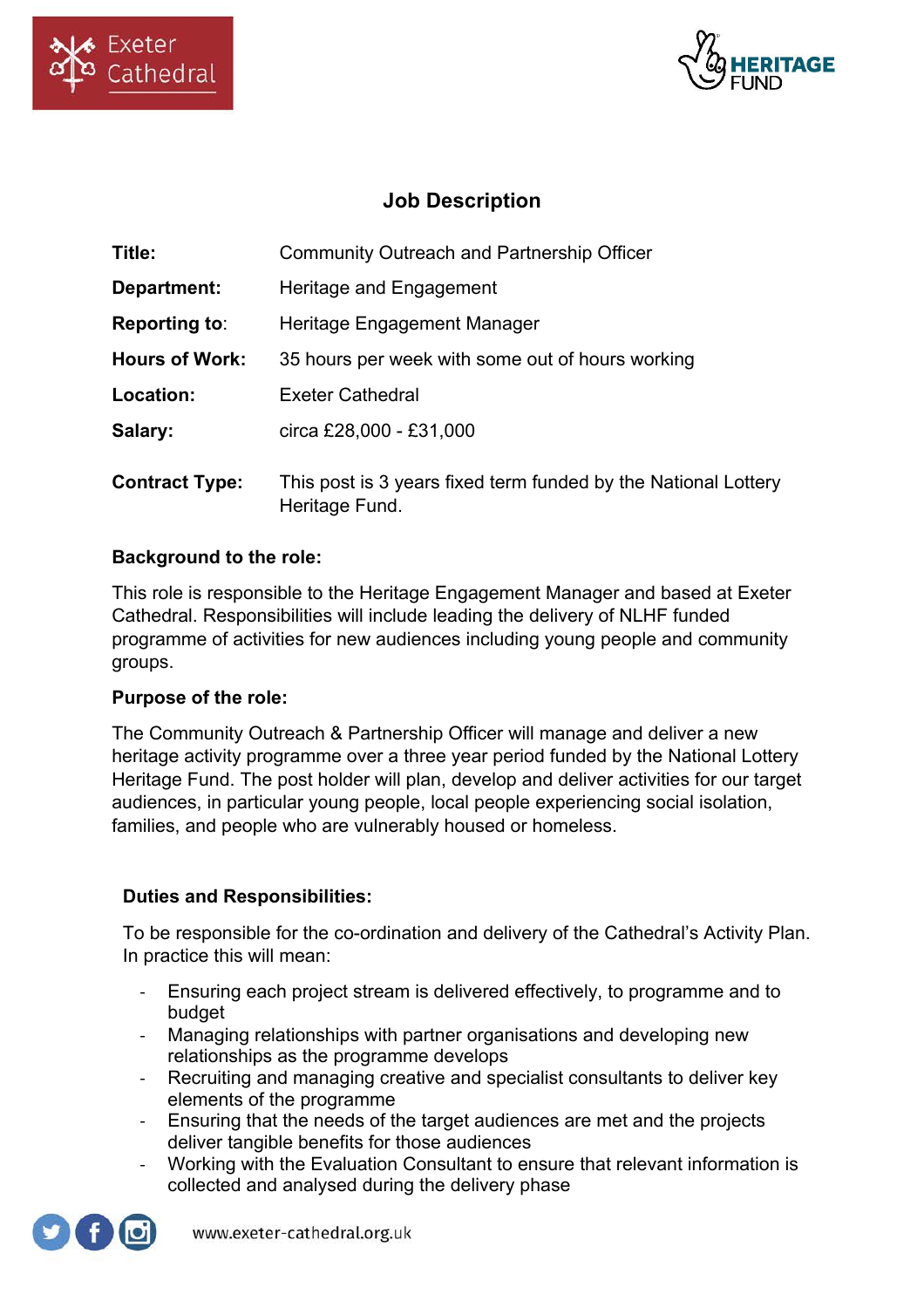# Job Description

| | |
|---|---|
| **Title:** | Community Outreach and Partnership Officer |
| **Department:** | Heritage and Engagement |
| **Reporting to:** | Heritage Engagement Manager |
| **Hours of Work:** | 35 hours per week with some out of hours working |
| **Location:** | Exeter Cathedral |
| **Salary:** | circa £28,000 - £31,000 |
| **Contract Type:** | This post is 3 years fixed term funded by the National Lottery Heritage Fund. |

**Background to the role:**

This role is responsible to the Heritage Engagement Manager and based at Exeter Cathedral. Responsibilities will include leading the delivery of NLHF funded programme of activities for new audiences including young people and community groups.

**Purpose of the role:**

The Community Outreach & Partnership Officer will manage and deliver a new heritage activity programme over a three year period funded by the National Lottery Heritage Fund. The post holder will plan, develop and deliver activities for our target audiences, in particular young people, local people experiencing social isolation, families, and people who are vulnerably housed or homeless.

**Duties and Responsibilities:**

To be responsible for the co-ordination and delivery of the Cathedral's Activity Plan. In practice this will mean:

- Ensuring each project stream is delivered effectively, to programme and to budget
- Managing relationships with partner organisations and developing new relationships as the programme develops
- Recruiting and managing creative and specialist consultants to deliver key elements of the programme
- Ensuring that the needs of the target audiences are met and the projects deliver tangible benefits for those audiences
- Working with the Evaluation Consultant to ensure that relevant information is collected and analysed during the delivery phase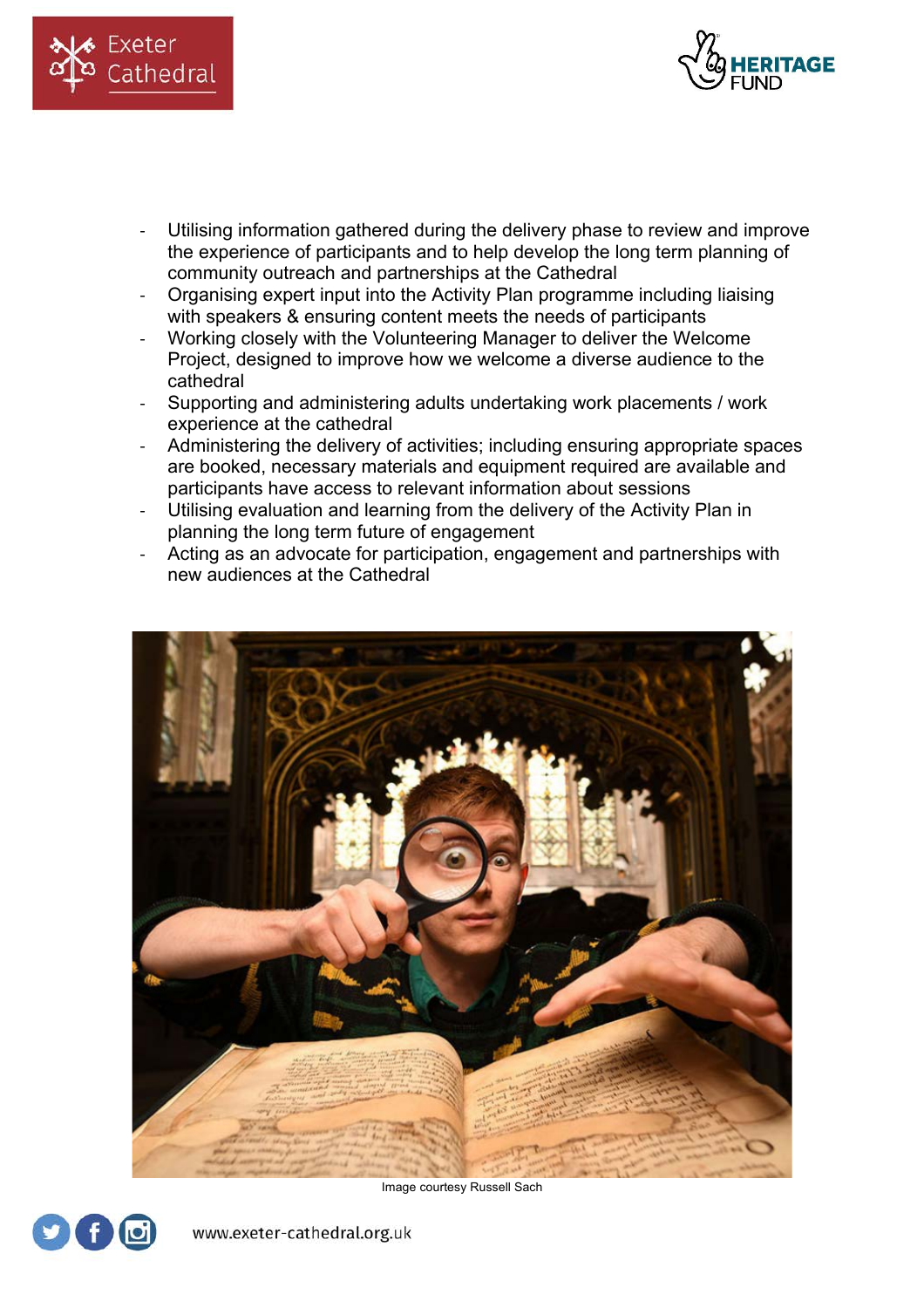- Utilising information gathered during the delivery phase to review and improve the experience of participants and to help develop the long term planning of community outreach and partnerships at the Cathedral
- Organising expert input into the Activity Plan programme including liaising with speakers & ensuring content meets the needs of participants
- Working closely with the Volunteering Manager to deliver the Welcome Project, designed to improve how we welcome a diverse audience to the cathedral
- Supporting and administering adults undertaking work placements / work experience at the cathedral
- Administering the delivery of activities; including ensuring appropriate spaces are booked, necessary materials and equipment required are available and participants have access to relevant information about sessions
- Utilising evaluation and learning from the delivery of the Activity Plan in planning the long term future of engagement
- Acting as an advocate for participation, engagement and partnerships with new audiences at the Cathedral

Image courtesy Russell Sach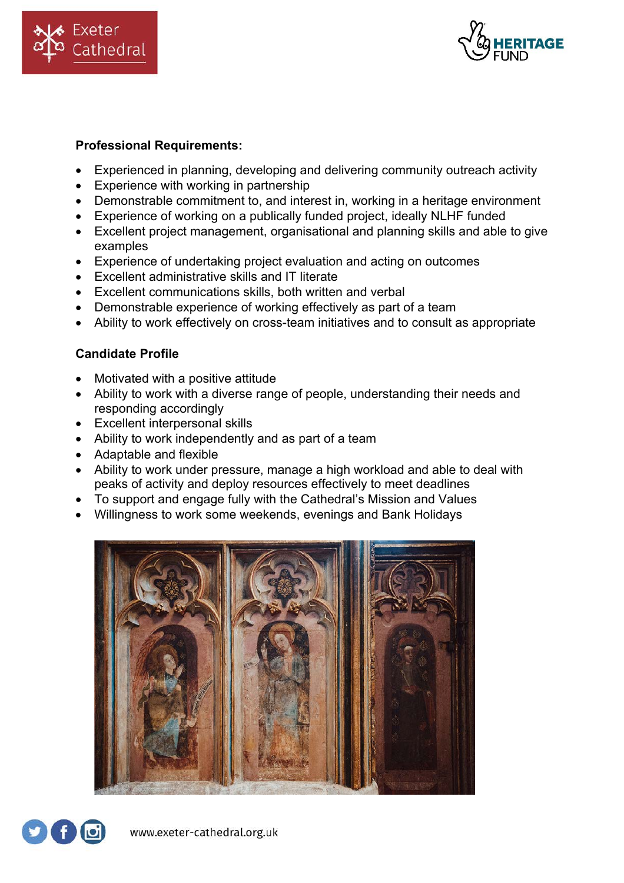**Professional Requirements:**

- Experienced in planning, developing and delivering community outreach activity
- Experience with working in partnership
- Demonstrable commitment to, and interest in, working in a heritage environment
- Experience of working on a publically funded project, ideally NLHF funded
- Excellent project management, organisational and planning skills and able to give examples
- Experience of undertaking project evaluation and acting on outcomes
- Excellent administrative skills and IT literate
- Excellent communications skills, both written and verbal
- Demonstrable experience of working effectively as part of a team
- Ability to work effectively on cross-team initiatives and to consult as appropriate

**Candidate Profile**

- Motivated with a positive attitude
- Ability to work with a diverse range of people, understanding their needs and responding accordingly
- Excellent interpersonal skills
- Ability to work independently and as part of a team
- Adaptable and flexible
- Ability to work under pressure, manage a high workload and able to deal with peaks of activity and deploy resources effectively to meet deadlines
- To support and engage fully with the Cathedral's Mission and Values
- Willingness to work some weekends, evenings and Bank Holidays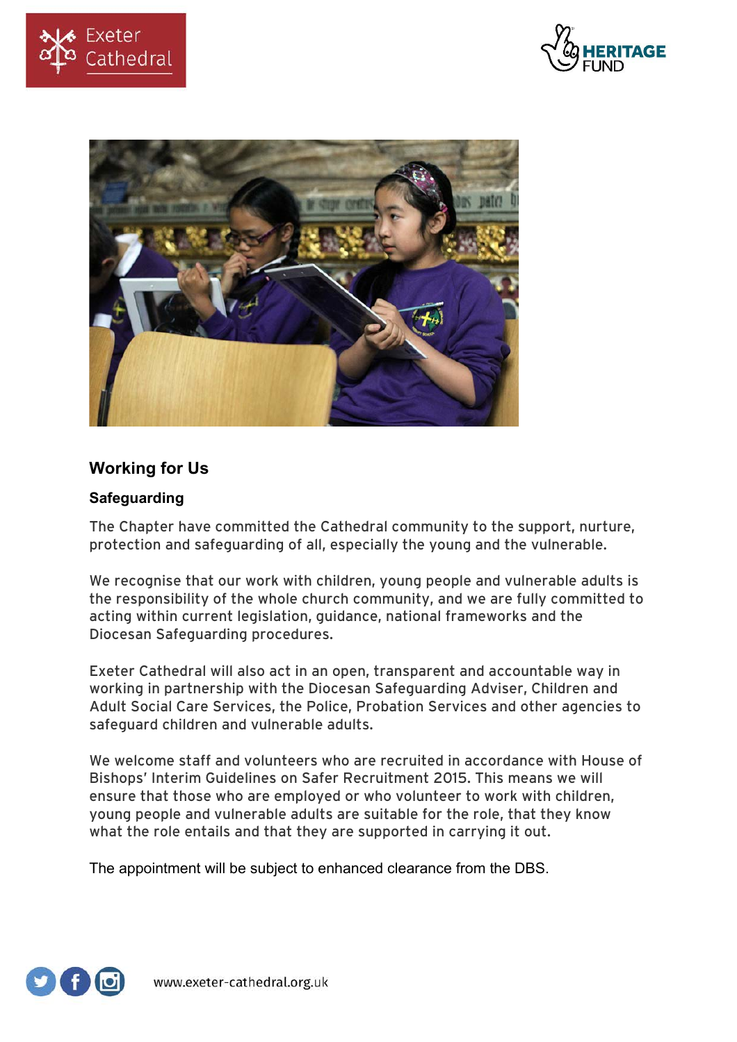## Working for Us

### Safeguarding

The Chapter have committed the Cathedral community to the support, nurture, protection and safeguarding of all, especially the young and the vulnerable.

We recognise that our work with children, young people and vulnerable adults is the responsibility of the whole church community, and we are fully committed to acting within current legislation, guidance, national frameworks and the Diocesan Safeguarding procedures.

Exeter Cathedral will also act in an open, transparent and accountable way in working in partnership with the Diocesan Safeguarding Adviser, Children and Adult Social Care Services, the Police, Probation Services and other agencies to safeguard children and vulnerable adults.

We welcome staff and volunteers who are recruited in accordance with House of Bishops' Interim Guidelines on Safer Recruitment 2015. This means we will ensure that those who are employed or who volunteer to work with children, young people and vulnerable adults are suitable for the role, that they know what the role entails and that they are supported in carrying it out.

The appointment will be subject to enhanced clearance from the DBS.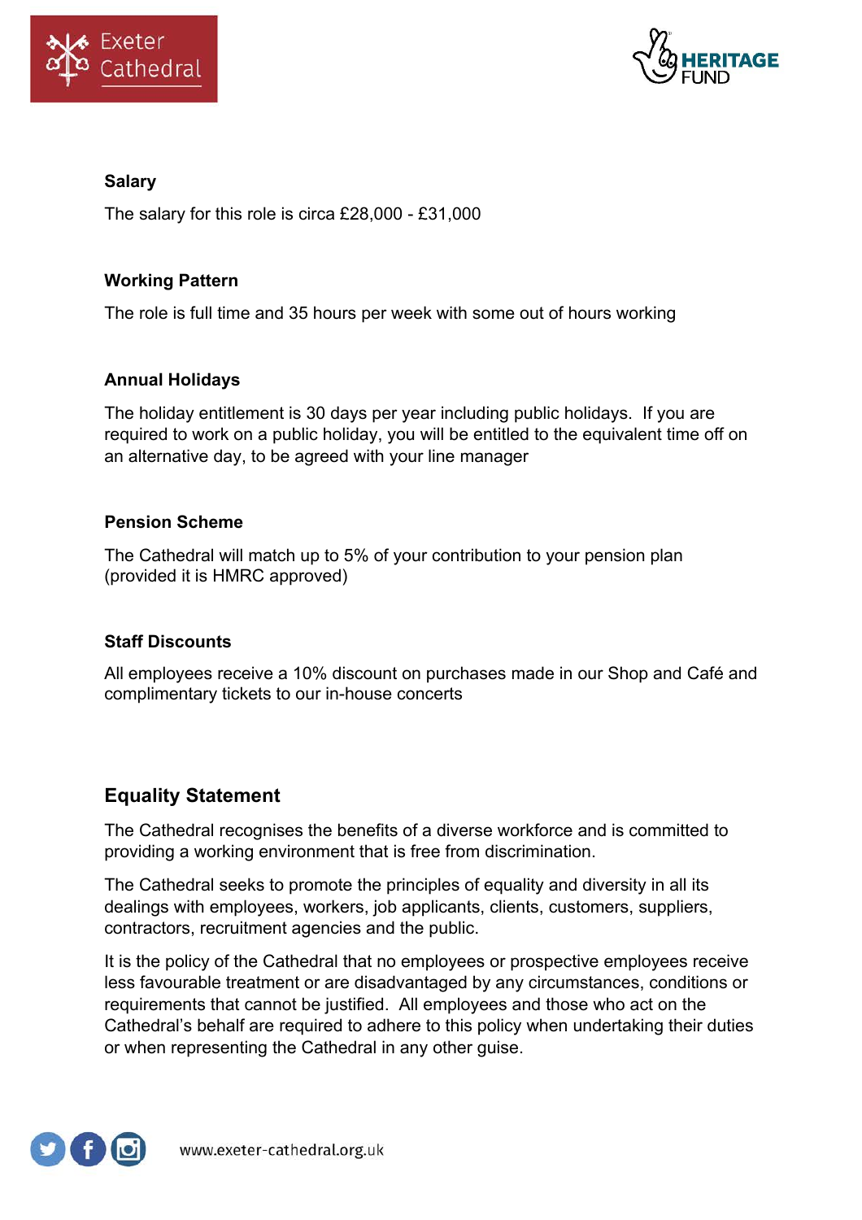### Salary

The salary for this role is circa £28,000 - £31,000

### Working Pattern

The role is full time and 35 hours per week with some out of hours working

### Annual Holidays

The holiday entitlement is 30 days per year including public holidays. If you are required to work on a public holiday, you will be entitled to the equivalent time off on an alternative day, to be agreed with your line manager

### Pension Scheme

The Cathedral will match up to 5% of your contribution to your pension plan (provided it is HMRC approved)

### Staff Discounts

All employees receive a 10% discount on purchases made in our Shop and Café and complimentary tickets to our in-house concerts

## Equality Statement

The Cathedral recognises the benefits of a diverse workforce and is committed to providing a working environment that is free from discrimination.

The Cathedral seeks to promote the principles of equality and diversity in all its dealings with employees, workers, job applicants, clients, customers, suppliers, contractors, recruitment agencies and the public.

It is the policy of the Cathedral that no employees or prospective employees receive less favourable treatment or are disadvantaged by any circumstances, conditions or requirements that cannot be justified. All employees and those who act on the Cathedral's behalf are required to adhere to this policy when undertaking their duties or when representing the Cathedral in any other guise.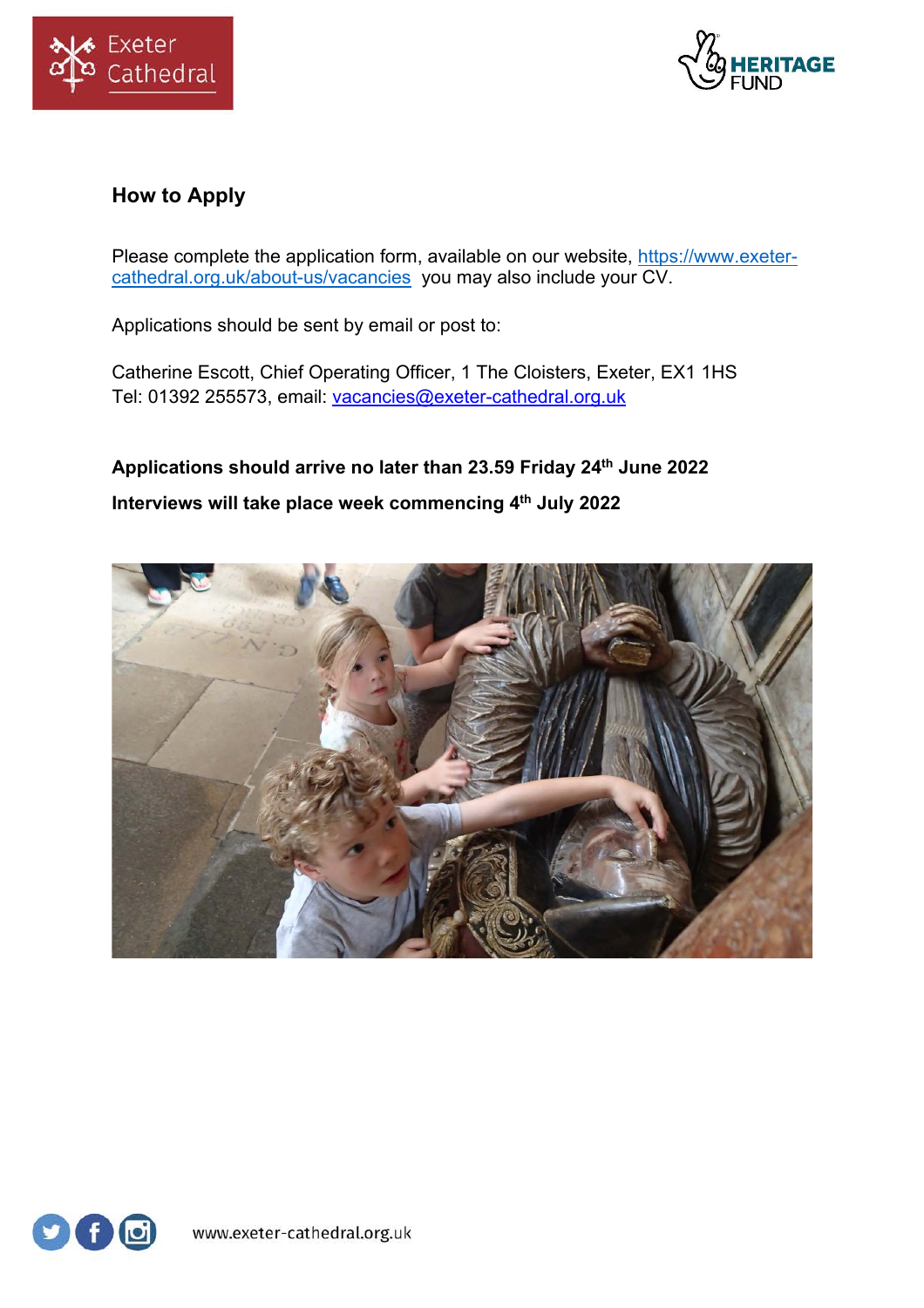## How to Apply

Please complete the application form, available on our website, https://www.exeter-cathedral.org.uk/about-us/vacancies you may also include your CV.

Applications should be sent by email or post to:

Catherine Escott, Chief Operating Officer, 1 The Cloisters, Exeter, EX1 1HS
Tel: 01392 255573, email: vacancies@exeter-cathedral.org.uk

**Applications should arrive no later than 23.59 Friday 24th June 2022**

**Interviews will take place week commencing 4th July 2022**